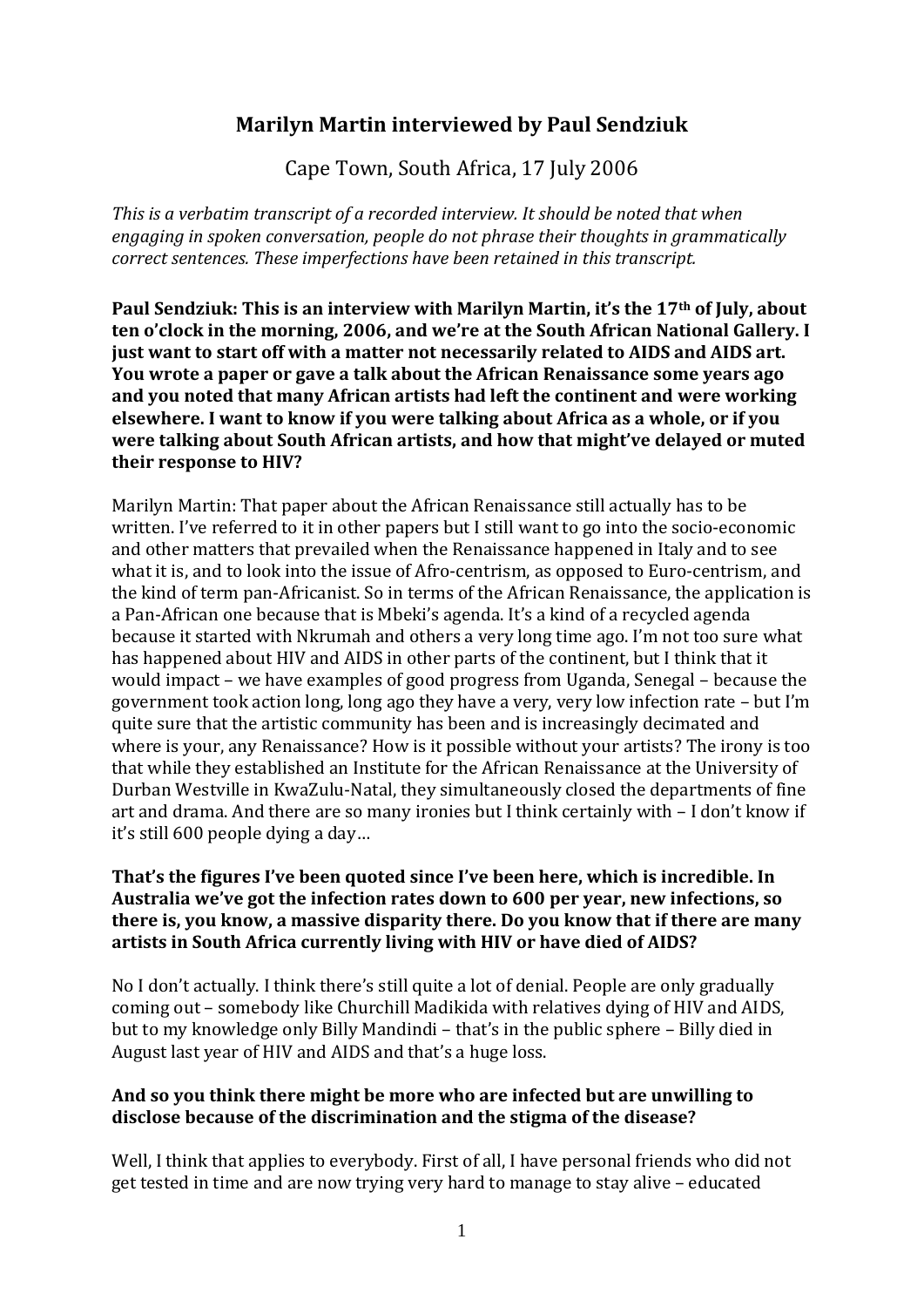# Marilyn Martin interviewed by Paul Sendziuk

Cape Town, South Africa, 17 July 2006

*This is a verbatim transcript of a recorded interview. It should be noted that when engaging in spoken conversation, people do not phrase their thoughts in grammatically correct sentences. These imperfections have been retained in this transcript.*

**Paul Sendziuk: This is an interview with Marilyn Martin, it's the 17th of July, about ten o'clock in the morning, 2006, and we're at the South African National Gallery. I just want to start off with a matter not necessarily related to AIDS and AIDS art. You wrote a paper or gave a talk about the African Renaissance some years ago and you noted that many African artists had left the continent and were working elsewhere. I want to know if you were talking about Africa as a whole, or if you were talking about South African artists, and how that might've delayed or muted their response to HIV?**

Marilyn Martin: That paper about the African Renaissance still actually has to be written. I've referred to it in other papers but I still want to go into the socio-economic and other matters that prevailed when the Renaissance happened in Italy and to see what it is, and to look into the issue of Afro-centrism, as opposed to Euro-centrism, and the kind of term pan-Africanist. So in terms of the African Renaissance, the application is a Pan-African one because that is Mbeki's agenda. It's a kind of a recycled agenda because it started with Nkrumah and others a very long time ago. I'm not too sure what has happened about HIV and AIDS in other parts of the continent, but I think that it would impact – we have examples of good progress from Uganda, Senegal – because the government took action long, long ago they have a very, very low infection rate – but I'm quite sure that the artistic community has been and is increasingly decimated and where is your, any Renaissance? How is it possible without your artists? The irony is too that while they established an Institute for the African Renaissance at the University of Durban Westville in KwaZulu-Natal, they simultaneously closed the departments of fine art and drama. And there are so many ironies but I think certainly with – I don't know if it's still 600 people dying a day…

**That's the figures I've been quoted since I've been here, which is incredible. In Australia we've got the infection rates down to 600 per year, new infections, so there is, you know, a massive disparity there. Do you know that if there are many artists in South Africa currently living with HIV or have died of AIDS?**

No I don't actually. I think there's still quite a lot of denial. People are only gradually coming out – somebody like Churchill Madikida with relatives dying of HIV and AIDS, but to my knowledge only Billy Mandindi – that's in the public sphere – Billy died in August last year of HIV and AIDS and that's a huge loss.

**And so you think there might be more who are infected but are unwilling to disclose because of the discrimination and the stigma of the disease?**

Well, I think that applies to everybody. First of all, I have personal friends who did not get tested in time and are now trying very hard to manage to stay alive – educated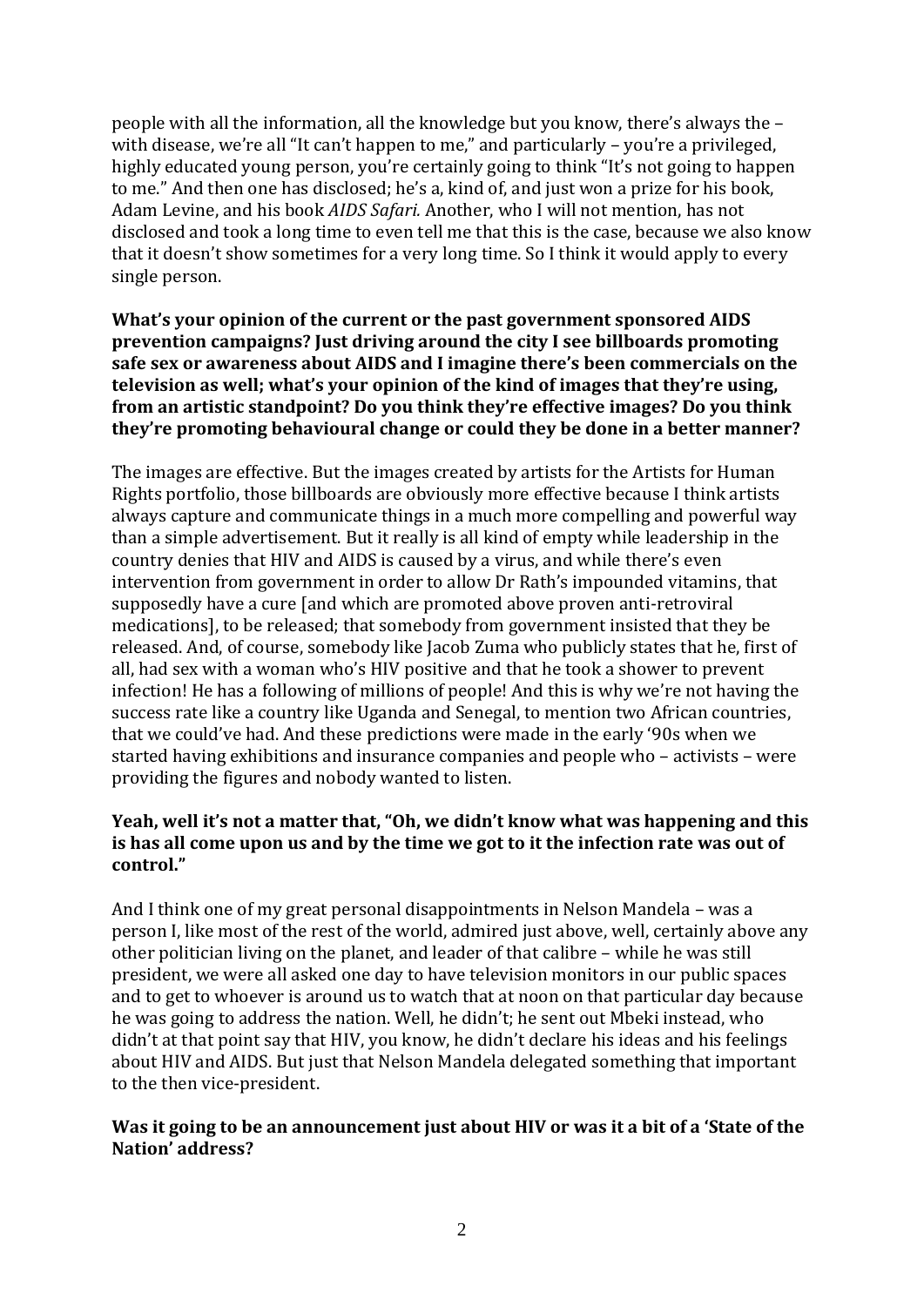people with all the information, all the knowledge but you know, there's always the – with disease, we're all "It can't happen to me," and particularly – you're a privileged, highly educated young person, you're certainly going to think "It's not going to happen to me." And then one has disclosed; he's a, kind of, and just won a prize for his book, Adam Levine, and his book *AIDS Safari.* Another, who I will not mention, has not disclosed and took a long time to even tell me that this is the case, because we also know that it doesn't show sometimes for a very long time. So I think it would apply to every single person.

**What's your opinion of the current or the past government sponsored AIDS prevention campaigns? Just driving around the city I see billboards promoting safe sex or awareness about AIDS and I imagine there's been commercials on the television as well; what's your opinion of the kind of images that they're using, from an artistic standpoint? Do you think they're effective images? Do you think they're promoting behavioural change or could they be done in a better manner?**

The images are effective. But the images created by artists for the Artists for Human Rights portfolio, those billboards are obviously more effective because I think artists always capture and communicate things in a much more compelling and powerful way than a simple advertisement. But it really is all kind of empty while leadership in the country denies that HIV and AIDS is caused by a virus, and while there's even intervention from government in order to allow Dr Rath's impounded vitamins, that supposedly have a cure [and which are promoted above proven anti-retroviral medications], to be released; that somebody from government insisted that they be released. And, of course, somebody like Jacob Zuma who publicly states that he, first of all, had sex with a woman who's HIV positive and that he took a shower to prevent infection! He has a following of millions of people! And this is why we're not having the success rate like a country like Uganda and Senegal, to mention two African countries, that we could've had. And these predictions were made in the early '90s when we started having exhibitions and insurance companies and people who – activists – were providing the figures and nobody wanted to listen.

**Yeah, well it's not a matter that, "Oh, we didn't know what was happening and this is has all come upon us and by the time we got to it the infection rate was out of control."**

And I think one of my great personal disappointments in Nelson Mandela – was a person I, like most of the rest of the world, admired just above, well, certainly above any other politician living on the planet, and leader of that calibre – while he was still president, we were all asked one day to have television monitors in our public spaces and to get to whoever is around us to watch that at noon on that particular day because he was going to address the nation. Well, he didn't; he sent out Mbeki instead, who didn't at that point say that HIV, you know, he didn't declare his ideas and his feelings about HIV and AIDS. But just that Nelson Mandela delegated something that important to the then vice-president.

**Was it going to be an announcement just about HIV or was it a bit of a 'State of the Nation' address?**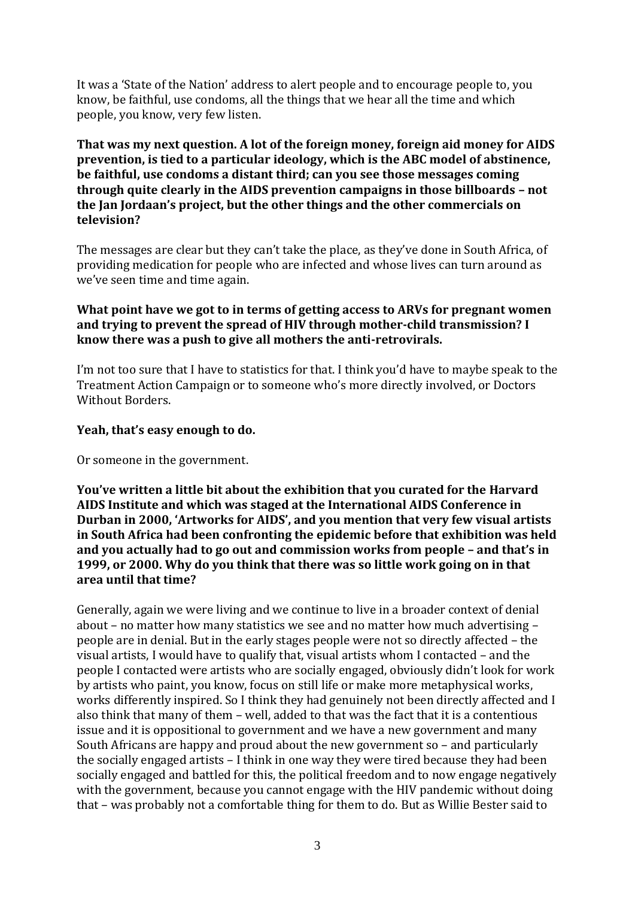It was a 'State of the Nation' address to alert people and to encourage people to, you know, be faithful, use condoms, all the things that we hear all the time and which people, you know, very few listen.

**That was my next question. A lot of the foreign money, foreign aid money for AIDS prevention, is tied to a particular ideology, which is the ABC model of abstinence, be faithful, use condoms a distant third; can you see those messages coming through quite clearly in the AIDS prevention campaigns in those billboards – not the Jan Jordaan's project, but the other things and the other commercials on television?**

The messages are clear but they can't take the place, as they've done in South Africa, of providing medication for people who are infected and whose lives can turn around as we've seen time and time again.

**What point have we got to in terms of getting access to ARVs for pregnant women and trying to prevent the spread of HIV through mother-child transmission? I know there was a push to give all mothers the anti-retrovirals.**

I'm not too sure that I have to statistics for that. I think you'd have to maybe speak to the Treatment Action Campaign or to someone who's more directly involved, or Doctors Without Borders.

**Yeah, that's easy enough to do.**

Or someone in the government.

**You've written a little bit about the exhibition that you curated for the Harvard AIDS Institute and which was staged at the International AIDS Conference in Durban in 2000, 'Artworks for AIDS', and you mention that very few visual artists in South Africa had been confronting the epidemic before that exhibition was held and you actually had to go out and commission works from people – and that's in 1999, or 2000. Why do you think that there was so little work going on in that area until that time?**

Generally, again we were living and we continue to live in a broader context of denial about – no matter how many statistics we see and no matter how much advertising – people are in denial. But in the early stages people were not so directly affected – the visual artists, I would have to qualify that, visual artists whom I contacted – and the people I contacted were artists who are socially engaged, obviously didn't look for work by artists who paint, you know, focus on still life or make more metaphysical works, works differently inspired. So I think they had genuinely not been directly affected and I also think that many of them – well, added to that was the fact that it is a contentious issue and it is oppositional to government and we have a new government and many South Africans are happy and proud about the new government so – and particularly the socially engaged artists – I think in one way they were tired because they had been socially engaged and battled for this, the political freedom and to now engage negatively with the government, because you cannot engage with the HIV pandemic without doing that – was probably not a comfortable thing for them to do. But as Willie Bester said to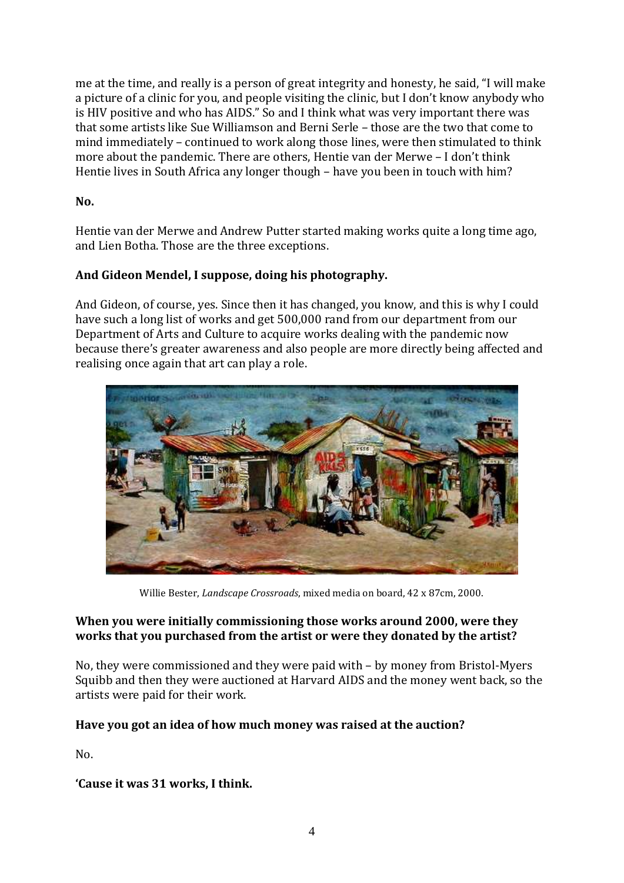me at the time, and really is a person of great integrity and honesty, he said, "I will make a picture of a clinic for you, and people visiting the clinic, but I don't know anybody who is HIV positive and who has AIDS." So and I think what was very important there was that some artists like Sue Williamson and Berni Serle – those are the two that come to mind immediately – continued to work along those lines, were then stimulated to think more about the pandemic. There are others, Hentie van der Merwe – I don't think Hentie lives in South Africa any longer though – have you been in touch with him?

**No.**

Hentie van der Merwe and Andrew Putter started making works quite a long time ago, and Lien Botha. Those are the three exceptions.

**And Gideon Mendel, I suppose, doing his photography.**

And Gideon, of course, yes. Since then it has changed, you know, and this is why I could have such a long list of works and get 500,000 rand from our department from our Department of Arts and Culture to acquire works dealing with the pandemic now because there's greater awareness and also people are more directly being affected and realising once again that art can play a role.

Willie Bester, *Landscape Crossroads*, mixed media on board, 42 x 87cm, 2000.

**When you were initially commissioning those works around 2000, were they works that you purchased from the artist or were they donated by the artist?**

No, they were commissioned and they were paid with – by money from Bristol-Myers Squibb and then they were auctioned at Harvard AIDS and the money went back, so the artists were paid for their work.

**Have you got an idea of how much money was raised at the auction?**

No.

**'Cause it was 31 works, I think.**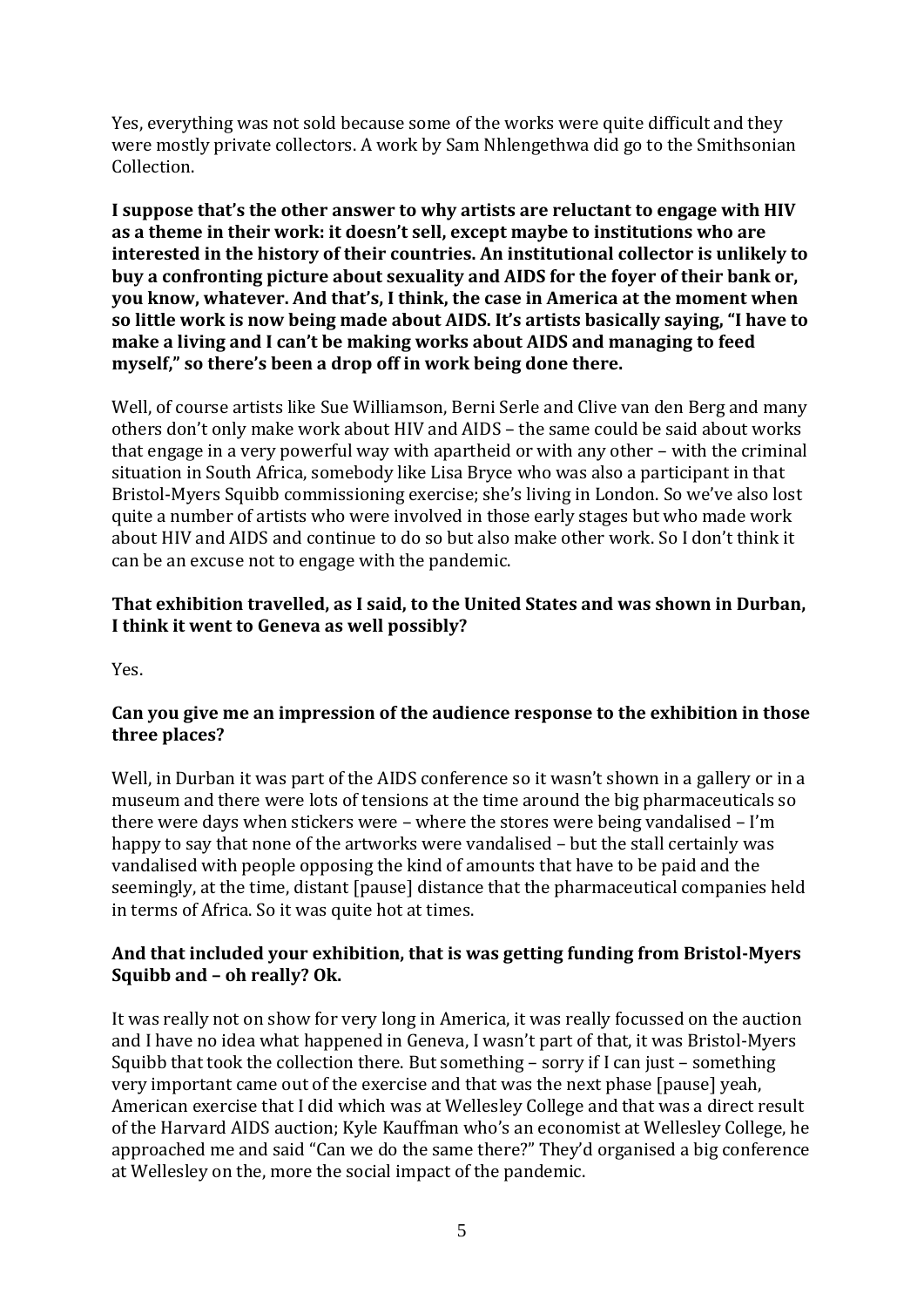Yes, everything was not sold because some of the works were quite difficult and they were mostly private collectors. A work by Sam Nhlengethwa did go to the Smithsonian Collection.

**I suppose that's the other answer to why artists are reluctant to engage with HIV as a theme in their work: it doesn't sell, except maybe to institutions who are interested in the history of their countries. An institutional collector is unlikely to buy a confronting picture about sexuality and AIDS for the foyer of their bank or, you know, whatever. And that's, I think, the case in America at the moment when so little work is now being made about AIDS. It's artists basically saying, "I have to make a living and I can't be making works about AIDS and managing to feed myself," so there's been a drop off in work being done there.**

Well, of course artists like Sue Williamson, Berni Serle and Clive van den Berg and many others don't only make work about HIV and AIDS – the same could be said about works that engage in a very powerful way with apartheid or with any other – with the criminal situation in South Africa, somebody like Lisa Bryce who was also a participant in that Bristol-Myers Squibb commissioning exercise; she's living in London. So we've also lost quite a number of artists who were involved in those early stages but who made work about HIV and AIDS and continue to do so but also make other work. So I don't think it can be an excuse not to engage with the pandemic.

**That exhibition travelled, as I said, to the United States and was shown in Durban, I think it went to Geneva as well possibly?**

Yes.

**Can you give me an impression of the audience response to the exhibition in those three places?**

Well, in Durban it was part of the AIDS conference so it wasn't shown in a gallery or in a museum and there were lots of tensions at the time around the big pharmaceuticals so there were days when stickers were – where the stores were being vandalised – I'm happy to say that none of the artworks were vandalised – but the stall certainly was vandalised with people opposing the kind of amounts that have to be paid and the seemingly, at the time, distant [pause] distance that the pharmaceutical companies held in terms of Africa. So it was quite hot at times.

**And that included your exhibition, that is was getting funding from Bristol-Myers Squibb and – oh really? Ok.**

It was really not on show for very long in America, it was really focussed on the auction and I have no idea what happened in Geneva, I wasn't part of that, it was Bristol-Myers Squibb that took the collection there. But something – sorry if I can just – something very important came out of the exercise and that was the next phase [pause] yeah, American exercise that I did which was at Wellesley College and that was a direct result of the Harvard AIDS auction; Kyle Kauffman who's an economist at Wellesley College, he approached me and said "Can we do the same there?" They'd organised a big conference at Wellesley on the, more the social impact of the pandemic.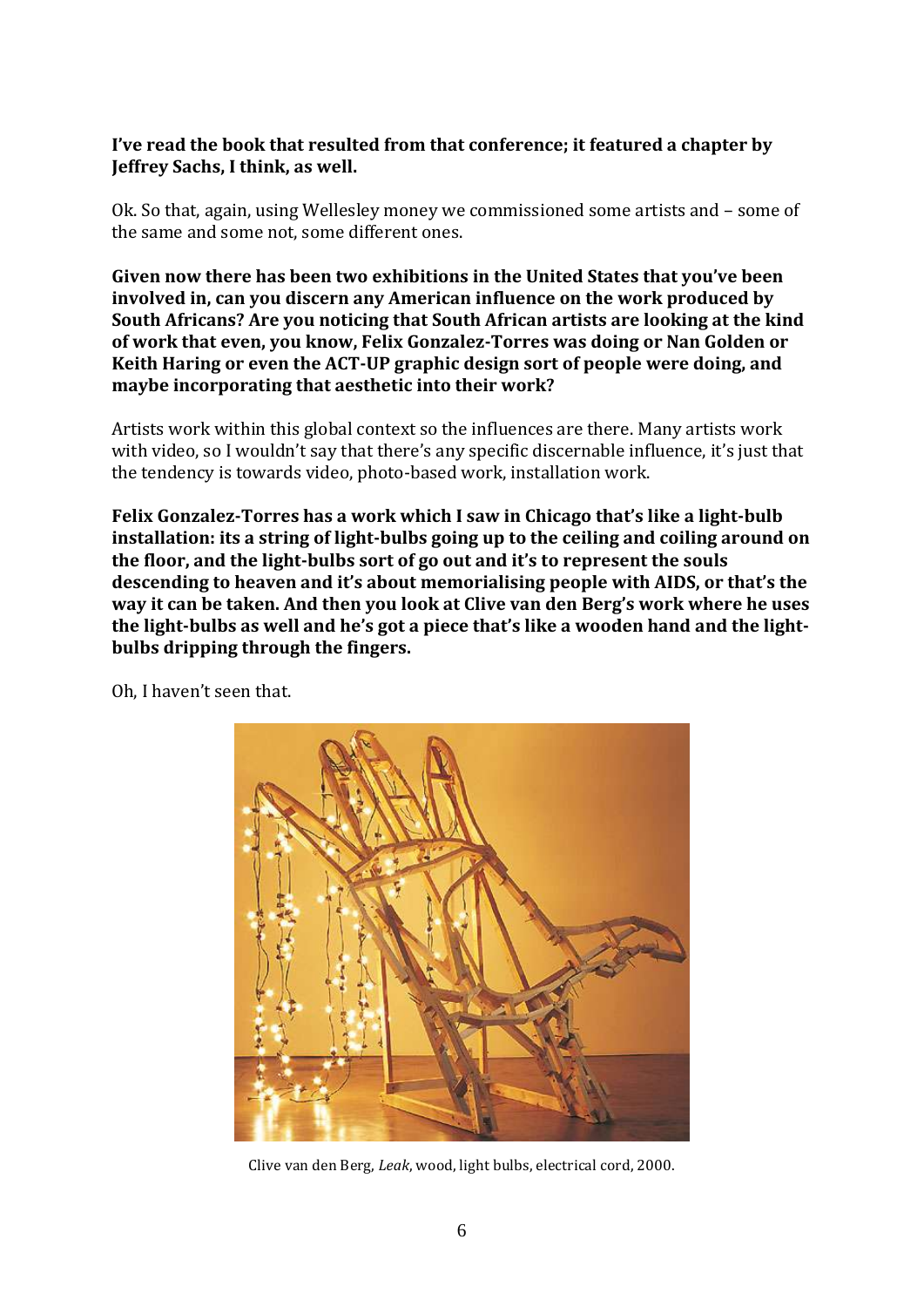**I've read the book that resulted from that conference; it featured a chapter by Jeffrey Sachs, I think, as well.**

Ok. So that, again, using Wellesley money we commissioned some artists and – some of the same and some not, some different ones.

**Given now there has been two exhibitions in the United States that you've been involved in, can you discern any American influence on the work produced by South Africans? Are you noticing that South African artists are looking at the kind of work that even, you know, Felix Gonzalez-Torres was doing or Nan Golden or Keith Haring or even the ACT-UP graphic design sort of people were doing, and maybe incorporating that aesthetic into their work?**

Artists work within this global context so the influences are there. Many artists work with video, so I wouldn't say that there's any specific discernable influence, it's just that the tendency is towards video, photo-based work, installation work.

**Felix Gonzalez-Torres has a work which I saw in Chicago that's like a light-bulb installation: its a string of light-bulbs going up to the ceiling and coiling around on the floor, and the light-bulbs sort of go out and it's to represent the souls descending to heaven and it's about memorialising people with AIDS, or that's the way it can be taken. And then you look at Clive van den Berg's work where he uses the light-bulbs as well and he's got a piece that's like a wooden hand and the light-bulbs dripping through the fingers.**

Oh, I haven't seen that.

Clive van den Berg, *Leak*, wood, light bulbs, electrical cord, 2000.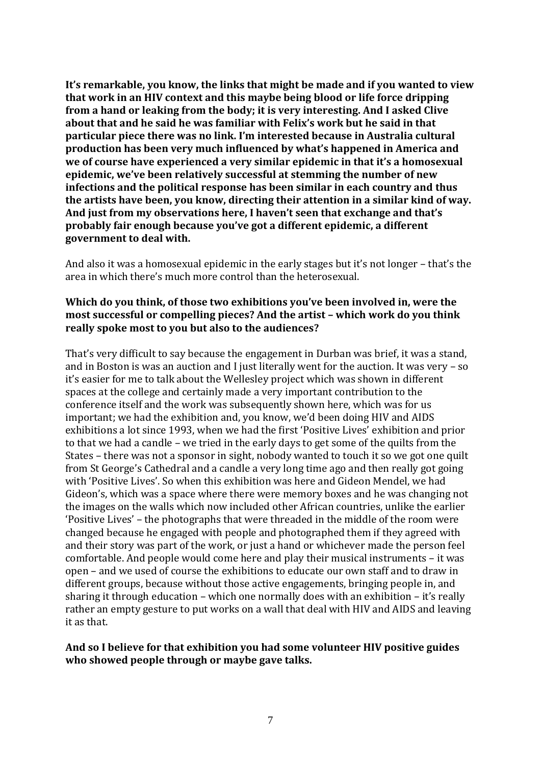**It's remarkable, you know, the links that might be made and if you wanted to view that work in an HIV context and this maybe being blood or life force dripping from a hand or leaking from the body; it is very interesting. And I asked Clive about that and he said he was familiar with Felix's work but he said in that particular piece there was no link. I'm interested because in Australia cultural production has been very much influenced by what's happened in America and we of course have experienced a very similar epidemic in that it's a homosexual epidemic, we've been relatively successful at stemming the number of new infections and the political response has been similar in each country and thus the artists have been, you know, directing their attention in a similar kind of way. And just from my observations here, I haven't seen that exchange and that's probably fair enough because you've got a different epidemic, a different government to deal with.**

And also it was a homosexual epidemic in the early stages but it's not longer – that's the area in which there's much more control than the heterosexual.

**Which do you think, of those two exhibitions you've been involved in, were the most successful or compelling pieces? And the artist – which work do you think really spoke most to you but also to the audiences?**

That's very difficult to say because the engagement in Durban was brief, it was a stand, and in Boston is was an auction and I just literally went for the auction. It was very – so it's easier for me to talk about the Wellesley project which was shown in different spaces at the college and certainly made a very important contribution to the conference itself and the work was subsequently shown here, which was for us important; we had the exhibition and, you know, we'd been doing HIV and AIDS exhibitions a lot since 1993, when we had the first 'Positive Lives' exhibition and prior to that we had a candle – we tried in the early days to get some of the quilts from the States – there was not a sponsor in sight, nobody wanted to touch it so we got one quilt from St George's Cathedral and a candle a very long time ago and then really got going with 'Positive Lives'. So when this exhibition was here and Gideon Mendel, we had Gideon's, which was a space where there were memory boxes and he was changing not the images on the walls which now included other African countries, unlike the earlier 'Positive Lives' – the photographs that were threaded in the middle of the room were changed because he engaged with people and photographed them if they agreed with and their story was part of the work, or just a hand or whichever made the person feel comfortable. And people would come here and play their musical instruments – it was open – and we used of course the exhibitions to educate our own staff and to draw in different groups, because without those active engagements, bringing people in, and sharing it through education – which one normally does with an exhibition – it's really rather an empty gesture to put works on a wall that deal with HIV and AIDS and leaving it as that.

**And so I believe for that exhibition you had some volunteer HIV positive guides who showed people through or maybe gave talks.**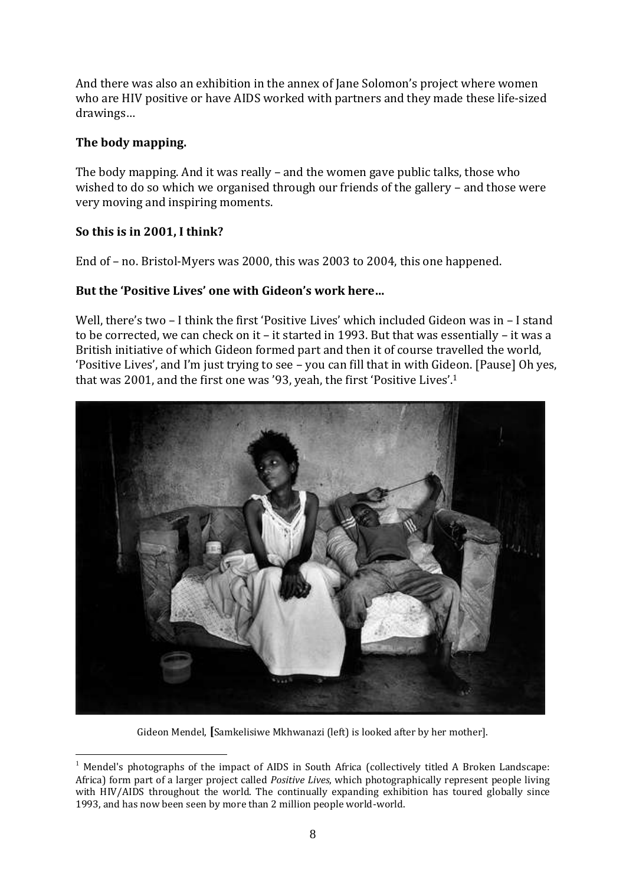And there was also an exhibition in the annex of Jane Solomon's project where women who are HIV positive or have AIDS worked with partners and they made these life-sized drawings…

**The body mapping.**

The body mapping. And it was really – and the women gave public talks, those who wished to do so which we organised through our friends of the gallery – and those were very moving and inspiring moments.

**So this is in 2001, I think?**

End of – no. Bristol-Myers was 2000, this was 2003 to 2004, this one happened.

**But the 'Positive Lives' one with Gideon's work here…**

Well, there's two – I think the first 'Positive Lives' which included Gideon was in – I stand to be corrected, we can check on it – it started in 1993. But that was essentially – it was a British initiative of which Gideon formed part and then it of course travelled the world, 'Positive Lives', and I'm just trying to see – you can fill that in with Gideon. [Pause] Oh yes, that was 2001, and the first one was '93, yeah, the first 'Positive Lives'.[1]

Gideon Mendel, [Samkelisiwe Mkhwanazi (left) is looked after by her mother].

[1] Mendel's photographs of the impact of AIDS in South Africa (collectively titled A Broken Landscape: Africa) form part of a larger project called *Positive Lives*, which photographically represent people living with HIV/AIDS throughout the world. The continually expanding exhibition has toured globally since 1993, and has now been seen by more than 2 million people world-world.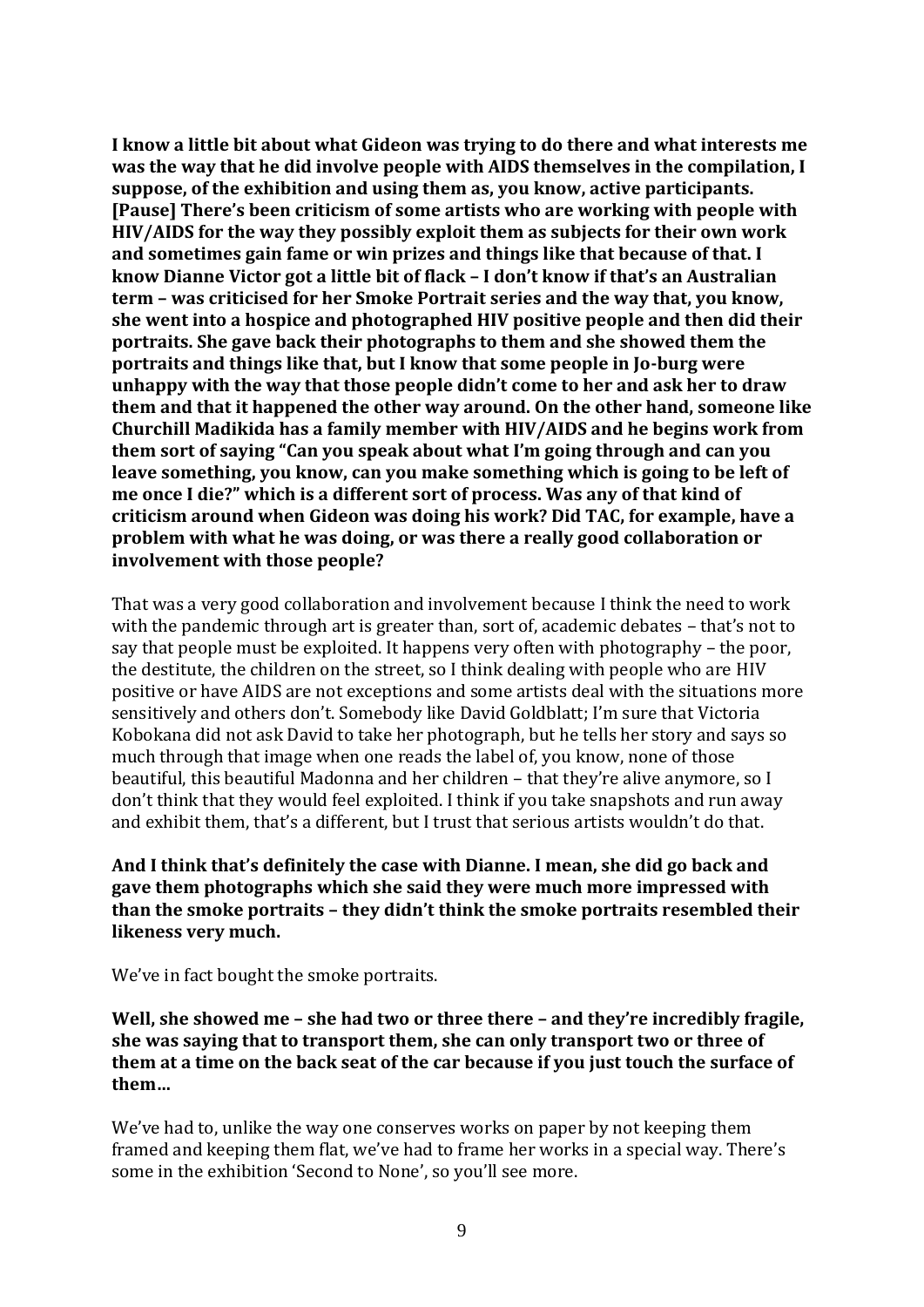**I know a little bit about what Gideon was trying to do there and what interests me was the way that he did involve people with AIDS themselves in the compilation, I suppose, of the exhibition and using them as, you know, active participants. [Pause] There's been criticism of some artists who are working with people with HIV/AIDS for the way they possibly exploit them as subjects for their own work and sometimes gain fame or win prizes and things like that because of that. I know Dianne Victor got a little bit of flack – I don't know if that's an Australian term – was criticised for her Smoke Portrait series and the way that, you know, she went into a hospice and photographed HIV positive people and then did their portraits. She gave back their photographs to them and she showed them the portraits and things like that, but I know that some people in Jo-burg were unhappy with the way that those people didn't come to her and ask her to draw them and that it happened the other way around. On the other hand, someone like Churchill Madikida has a family member with HIV/AIDS and he begins work from them sort of saying "Can you speak about what I'm going through and can you leave something, you know, can you make something which is going to be left of me once I die?" which is a different sort of process. Was any of that kind of criticism around when Gideon was doing his work? Did TAC, for example, have a problem with what he was doing, or was there a really good collaboration or involvement with those people?**

That was a very good collaboration and involvement because I think the need to work with the pandemic through art is greater than, sort of, academic debates – that's not to say that people must be exploited. It happens very often with photography – the poor, the destitute, the children on the street, so I think dealing with people who are HIV positive or have AIDS are not exceptions and some artists deal with the situations more sensitively and others don't. Somebody like David Goldblatt; I'm sure that Victoria Kobokana did not ask David to take her photograph, but he tells her story and says so much through that image when one reads the label of, you know, none of those beautiful, this beautiful Madonna and her children – that they're alive anymore, so I don't think that they would feel exploited. I think if you take snapshots and run away and exhibit them, that's a different, but I trust that serious artists wouldn't do that.

**And I think that's definitely the case with Dianne. I mean, she did go back and gave them photographs which she said they were much more impressed with than the smoke portraits – they didn't think the smoke portraits resembled their likeness very much.**

We've in fact bought the smoke portraits.

**Well, she showed me – she had two or three there – and they're incredibly fragile, she was saying that to transport them, she can only transport two or three of them at a time on the back seat of the car because if you just touch the surface of them…**

We've had to, unlike the way one conserves works on paper by not keeping them framed and keeping them flat, we've had to frame her works in a special way. There's some in the exhibition 'Second to None', so you'll see more.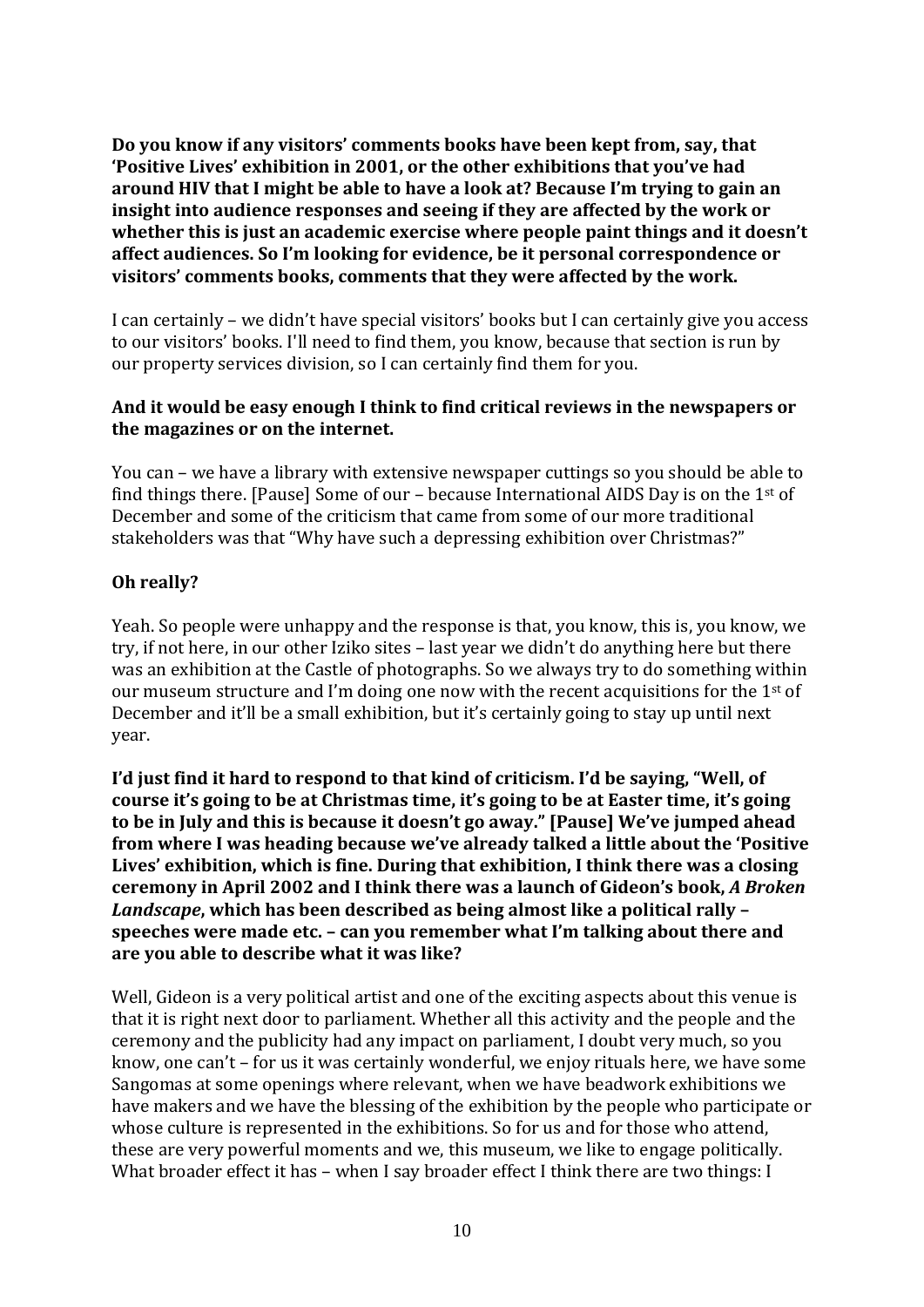**Do you know if any visitors' comments books have been kept from, say, that 'Positive Lives' exhibition in 2001, or the other exhibitions that you've had around HIV that I might be able to have a look at? Because I'm trying to gain an insight into audience responses and seeing if they are affected by the work or whether this is just an academic exercise where people paint things and it doesn't affect audiences. So I'm looking for evidence, be it personal correspondence or visitors' comments books, comments that they were affected by the work.**

I can certainly – we didn't have special visitors' books but I can certainly give you access to our visitors' books. I'll need to find them, you know, because that section is run by our property services division, so I can certainly find them for you.

**And it would be easy enough I think to find critical reviews in the newspapers or the magazines or on the internet.**

You can – we have a library with extensive newspaper cuttings so you should be able to find things there. [Pause] Some of our – because International AIDS Day is on the 1st of December and some of the criticism that came from some of our more traditional stakeholders was that "Why have such a depressing exhibition over Christmas?"

**Oh really?**

Yeah. So people were unhappy and the response is that, you know, this is, you know, we try, if not here, in our other Iziko sites – last year we didn't do anything here but there was an exhibition at the Castle of photographs. So we always try to do something within our museum structure and I'm doing one now with the recent acquisitions for the 1st of December and it'll be a small exhibition, but it's certainly going to stay up until next year.

**I'd just find it hard to respond to that kind of criticism. I'd be saying, "Well, of course it's going to be at Christmas time, it's going to be at Easter time, it's going to be in July and this is because it doesn't go away." [Pause] We've jumped ahead from where I was heading because we've already talked a little about the 'Positive Lives' exhibition, which is fine. During that exhibition, I think there was a closing ceremony in April 2002 and I think there was a launch of Gideon's book, *A Broken Landscape*, which has been described as being almost like a political rally – speeches were made etc. – can you remember what I'm talking about there and are you able to describe what it was like?**

Well, Gideon is a very political artist and one of the exciting aspects about this venue is that it is right next door to parliament. Whether all this activity and the people and the ceremony and the publicity had any impact on parliament, I doubt very much, so you know, one can't – for us it was certainly wonderful, we enjoy rituals here, we have some Sangomas at some openings where relevant, when we have beadwork exhibitions we have makers and we have the blessing of the exhibition by the people who participate or whose culture is represented in the exhibitions. So for us and for those who attend, these are very powerful moments and we, this museum, we like to engage politically. What broader effect it has – when I say broader effect I think there are two things: I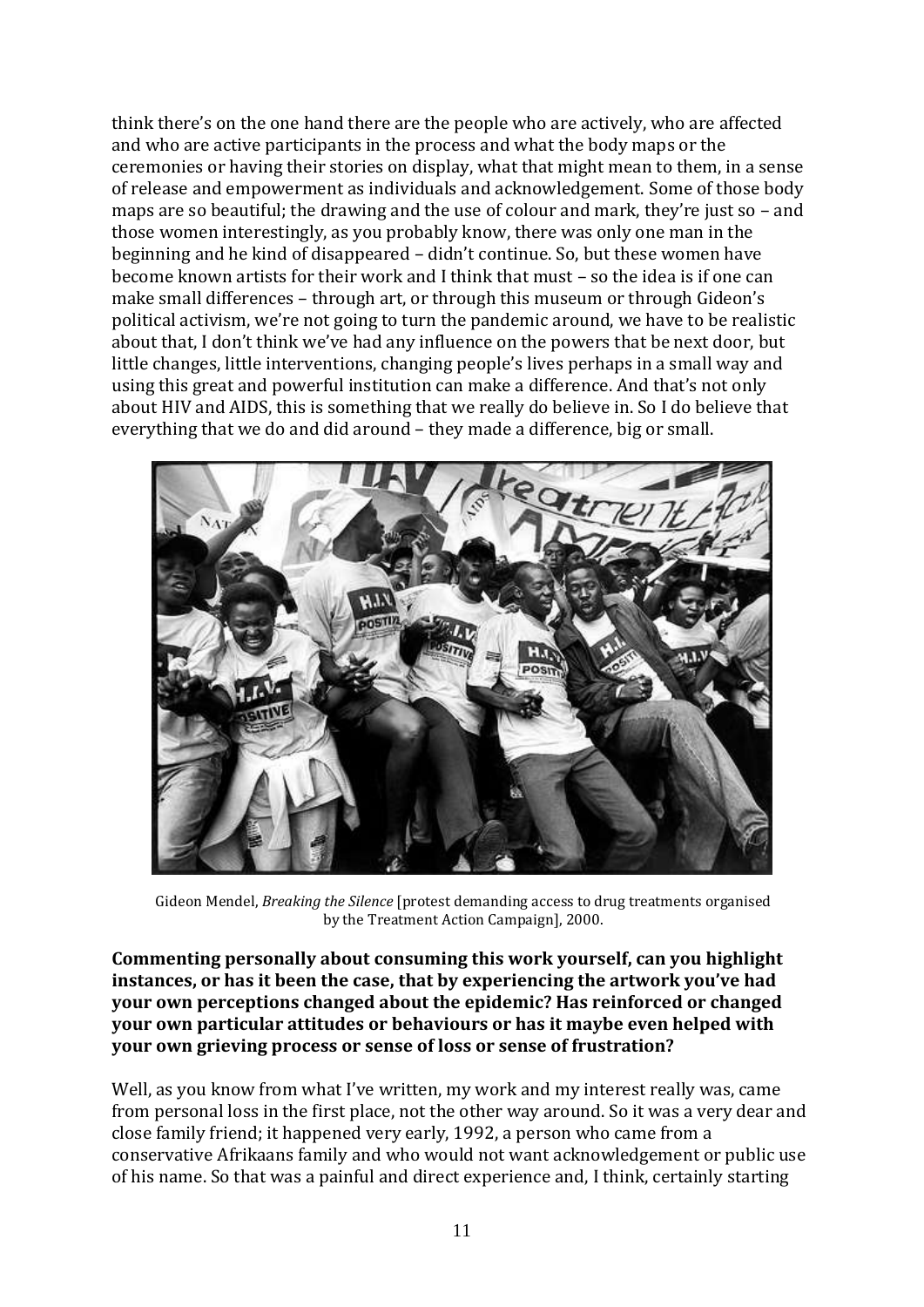think there's on the one hand there are the people who are actively, who are affected and who are active participants in the process and what the body maps or the ceremonies or having their stories on display, what that might mean to them, in a sense of release and empowerment as individuals and acknowledgement. Some of those body maps are so beautiful; the drawing and the use of colour and mark, they're just so – and those women interestingly, as you probably know, there was only one man in the beginning and he kind of disappeared – didn't continue. So, but these women have become known artists for their work and I think that must – so the idea is if one can make small differences – through art, or through this museum or through Gideon's political activism, we're not going to turn the pandemic around, we have to be realistic about that, I don't think we've had any influence on the powers that be next door, but little changes, little interventions, changing people's lives perhaps in a small way and using this great and powerful institution can make a difference. And that's not only about HIV and AIDS, this is something that we really do believe in. So I do believe that everything that we do and did around – they made a difference, big or small.

Gideon Mendel, *Breaking the Silence* [protest demanding access to drug treatments organised by the Treatment Action Campaign], 2000.

**Commenting personally about consuming this work yourself, can you highlight instances, or has it been the case, that by experiencing the artwork you've had your own perceptions changed about the epidemic? Has reinforced or changed your own particular attitudes or behaviours or has it maybe even helped with your own grieving process or sense of loss or sense of frustration?**

Well, as you know from what I've written, my work and my interest really was, came from personal loss in the first place, not the other way around. So it was a very dear and close family friend; it happened very early, 1992, a person who came from a conservative Afrikaans family and who would not want acknowledgement or public use of his name. So that was a painful and direct experience and, I think, certainly starting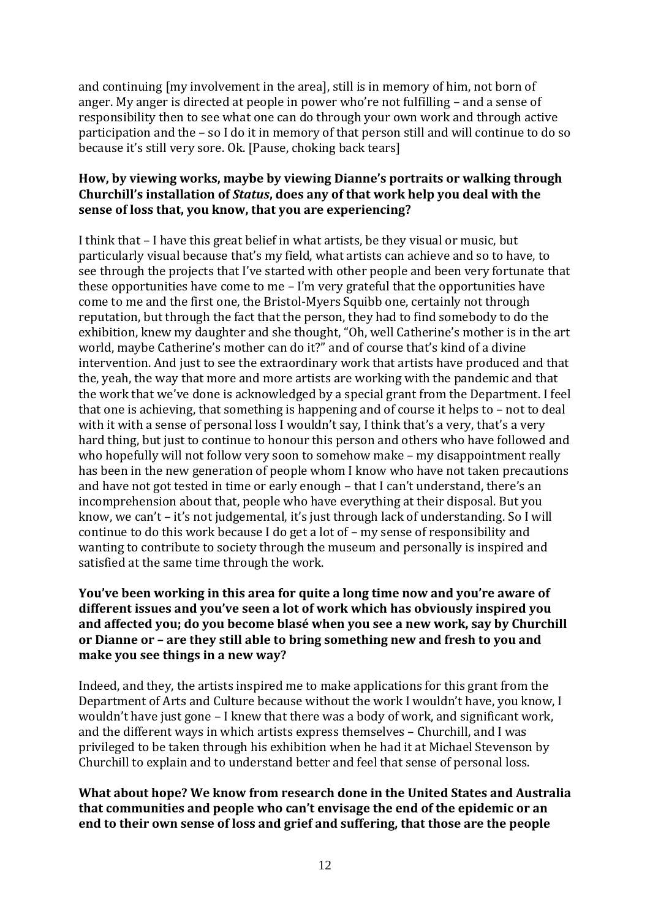and continuing [my involvement in the area], still is in memory of him, not born of anger. My anger is directed at people in power who're not fulfilling – and a sense of responsibility then to see what one can do through your own work and through active participation and the – so I do it in memory of that person still and will continue to do so because it's still very sore. Ok. [Pause, choking back tears]

**How, by viewing works, maybe by viewing Dianne's portraits or walking through Churchill's installation of *Status*, does any of that work help you deal with the sense of loss that, you know, that you are experiencing?**

I think that – I have this great belief in what artists, be they visual or music, but particularly visual because that's my field, what artists can achieve and so to have, to see through the projects that I've started with other people and been very fortunate that these opportunities have come to me – I'm very grateful that the opportunities have come to me and the first one, the Bristol-Myers Squibb one, certainly not through reputation, but through the fact that the person, they had to find somebody to do the exhibition, knew my daughter and she thought, "Oh, well Catherine's mother is in the art world, maybe Catherine's mother can do it?" and of course that's kind of a divine intervention. And just to see the extraordinary work that artists have produced and that the, yeah, the way that more and more artists are working with the pandemic and that the work that we've done is acknowledged by a special grant from the Department. I feel that one is achieving, that something is happening and of course it helps to – not to deal with it with a sense of personal loss I wouldn't say, I think that's a very, that's a very hard thing, but just to continue to honour this person and others who have followed and who hopefully will not follow very soon to somehow make – my disappointment really has been in the new generation of people whom I know who have not taken precautions and have not got tested in time or early enough – that I can't understand, there's an incomprehension about that, people who have everything at their disposal. But you know, we can't – it's not judgemental, it's just through lack of understanding. So I will continue to do this work because I do get a lot of – my sense of responsibility and wanting to contribute to society through the museum and personally is inspired and satisfied at the same time through the work.

**You've been working in this area for quite a long time now and you're aware of different issues and you've seen a lot of work which has obviously inspired you and affected you; do you become blasé when you see a new work, say by Churchill or Dianne or – are they still able to bring something new and fresh to you and make you see things in a new way?**

Indeed, and they, the artists inspired me to make applications for this grant from the Department of Arts and Culture because without the work I wouldn't have, you know, I wouldn't have just gone – I knew that there was a body of work, and significant work, and the different ways in which artists express themselves – Churchill, and I was privileged to be taken through his exhibition when he had it at Michael Stevenson by Churchill to explain and to understand better and feel that sense of personal loss.

**What about hope? We know from research done in the United States and Australia that communities and people who can't envisage the end of the epidemic or an end to their own sense of loss and grief and suffering, that those are the people**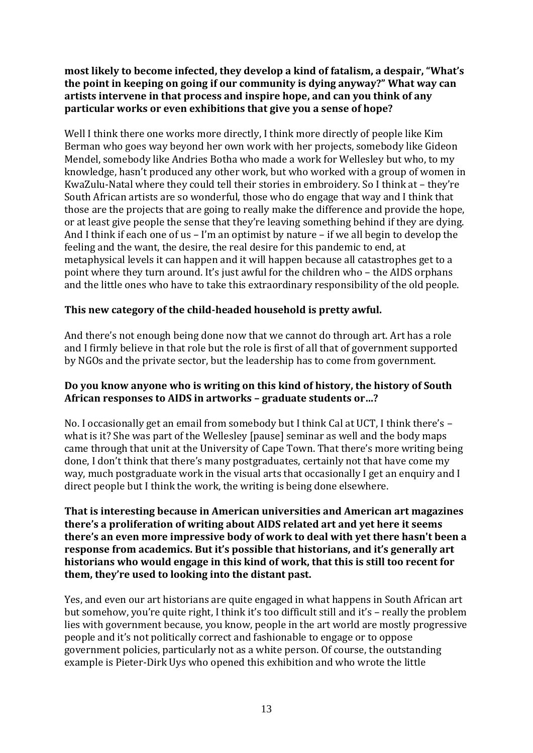**most likely to become infected, they develop a kind of fatalism, a despair, "What's the point in keeping on going if our community is dying anyway?" What way can artists intervene in that process and inspire hope, and can you think of any particular works or even exhibitions that give you a sense of hope?**

Well I think there one works more directly, I think more directly of people like Kim Berman who goes way beyond her own work with her projects, somebody like Gideon Mendel, somebody like Andries Botha who made a work for Wellesley but who, to my knowledge, hasn't produced any other work, but who worked with a group of women in KwaZulu-Natal where they could tell their stories in embroidery. So I think at – they're South African artists are so wonderful, those who do engage that way and I think that those are the projects that are going to really make the difference and provide the hope, or at least give people the sense that they're leaving something behind if they are dying. And I think if each one of us – I'm an optimist by nature – if we all begin to develop the feeling and the want, the desire, the real desire for this pandemic to end, at metaphysical levels it can happen and it will happen because all catastrophes get to a point where they turn around. It's just awful for the children who – the AIDS orphans and the little ones who have to take this extraordinary responsibility of the old people.

**This new category of the child-headed household is pretty awful.**

And there's not enough being done now that we cannot do through art. Art has a role and I firmly believe in that role but the role is first of all that of government supported by NGOs and the private sector, but the leadership has to come from government.

**Do you know anyone who is writing on this kind of history, the history of South African responses to AIDS in artworks – graduate students or…?**

No. I occasionally get an email from somebody but I think Cal at UCT, I think there's – what is it? She was part of the Wellesley [pause] seminar as well and the body maps came through that unit at the University of Cape Town. That there's more writing being done, I don't think that there's many postgraduates, certainly not that have come my way, much postgraduate work in the visual arts that occasionally I get an enquiry and I direct people but I think the work, the writing is being done elsewhere.

**That is interesting because in American universities and American art magazines there's a proliferation of writing about AIDS related art and yet here it seems there's an even more impressive body of work to deal with yet there hasn't been a response from academics. But it's possible that historians, and it's generally art historians who would engage in this kind of work, that this is still too recent for them, they're used to looking into the distant past.**

Yes, and even our art historians are quite engaged in what happens in South African art but somehow, you're quite right, I think it's too difficult still and it's – really the problem lies with government because, you know, people in the art world are mostly progressive people and it's not politically correct and fashionable to engage or to oppose government policies, particularly not as a white person. Of course, the outstanding example is Pieter-Dirk Uys who opened this exhibition and who wrote the little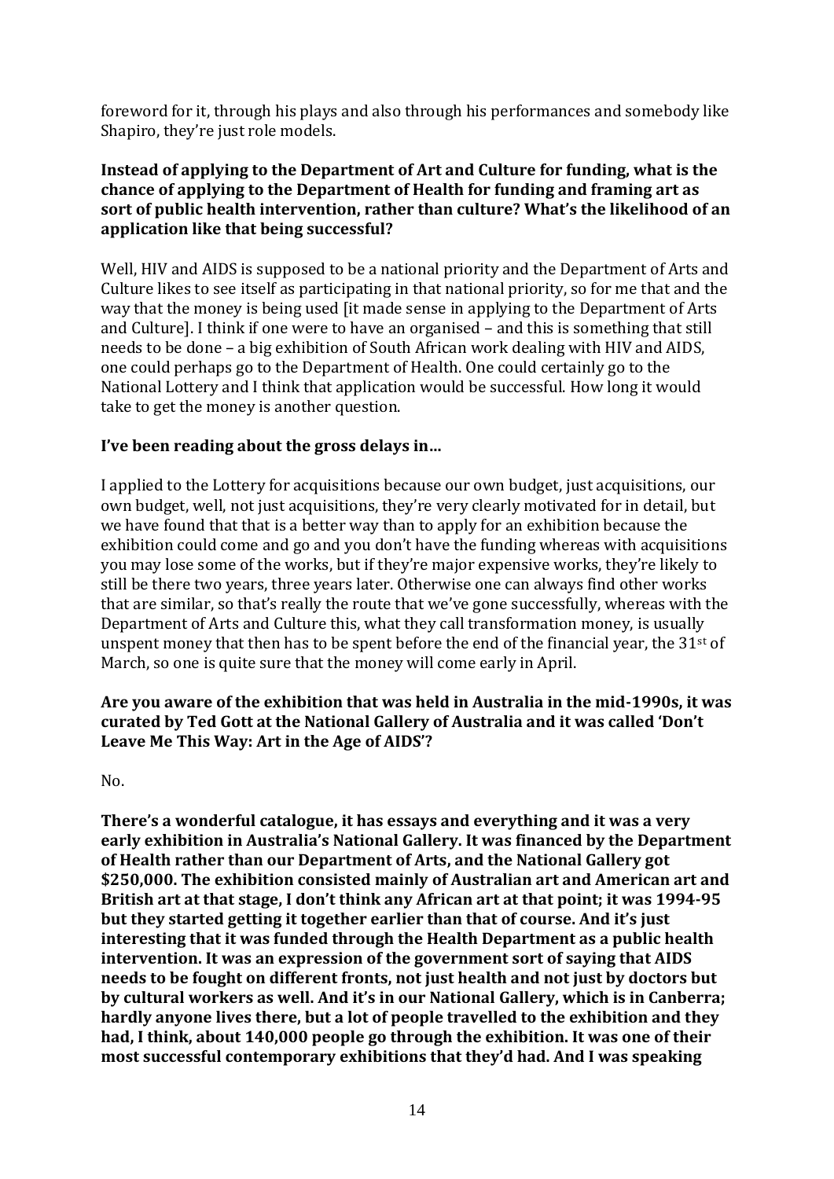foreword for it, through his plays and also through his performances and somebody like Shapiro, they're just role models.

**Instead of applying to the Department of Art and Culture for funding, what is the chance of applying to the Department of Health for funding and framing art as sort of public health intervention, rather than culture? What's the likelihood of an application like that being successful?**

Well, HIV and AIDS is supposed to be a national priority and the Department of Arts and Culture likes to see itself as participating in that national priority, so for me that and the way that the money is being used [it made sense in applying to the Department of Arts and Culture]. I think if one were to have an organised – and this is something that still needs to be done – a big exhibition of South African work dealing with HIV and AIDS, one could perhaps go to the Department of Health. One could certainly go to the National Lottery and I think that application would be successful. How long it would take to get the money is another question.

**I've been reading about the gross delays in…**

I applied to the Lottery for acquisitions because our own budget, just acquisitions, our own budget, well, not just acquisitions, they're very clearly motivated for in detail, but we have found that that is a better way than to apply for an exhibition because the exhibition could come and go and you don't have the funding whereas with acquisitions you may lose some of the works, but if they're major expensive works, they're likely to still be there two years, three years later. Otherwise one can always find other works that are similar, so that's really the route that we've gone successfully, whereas with the Department of Arts and Culture this, what they call transformation money, is usually unspent money that then has to be spent before the end of the financial year, the 31st of March, so one is quite sure that the money will come early in April.

**Are you aware of the exhibition that was held in Australia in the mid-1990s, it was curated by Ted Gott at the National Gallery of Australia and it was called 'Don't Leave Me This Way: Art in the Age of AIDS'?**

No.

**There's a wonderful catalogue, it has essays and everything and it was a very early exhibition in Australia's National Gallery. It was financed by the Department of Health rather than our Department of Arts, and the National Gallery got $250,000. The exhibition consisted mainly of Australian art and American art and British art at that stage, I don't think any African art at that point; it was 1994-95 but they started getting it together earlier than that of course. And it's just interesting that it was funded through the Health Department as a public health intervention. It was an expression of the government sort of saying that AIDS needs to be fought on different fronts, not just health and not just by doctors but by cultural workers as well. And it's in our National Gallery, which is in Canberra; hardly anyone lives there, but a lot of people travelled to the exhibition and they had, I think, about 140,000 people go through the exhibition. It was one of their most successful contemporary exhibitions that they'd had. And I was speaking**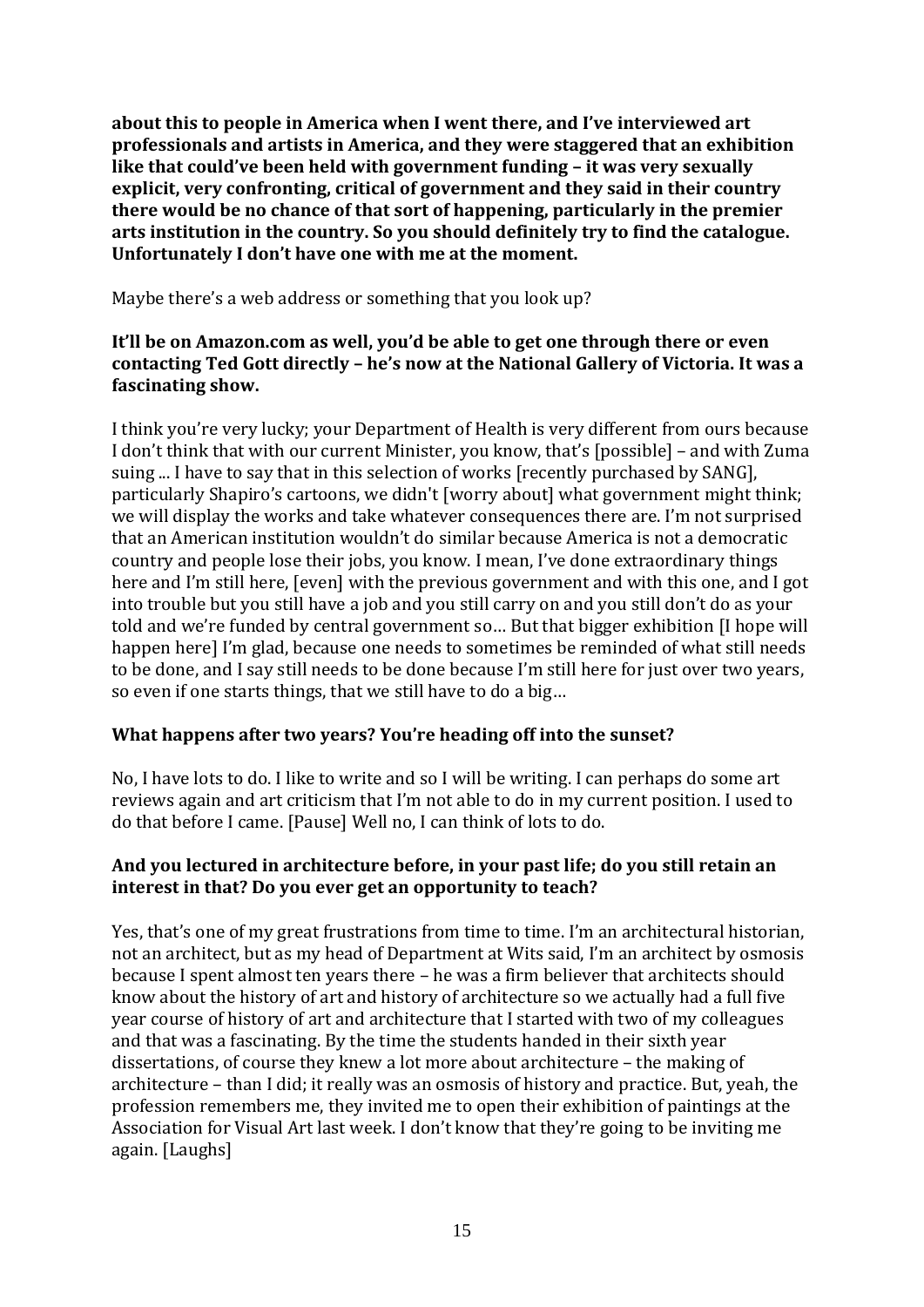**about this to people in America when I went there, and I've interviewed art professionals and artists in America, and they were staggered that an exhibition like that could've been held with government funding – it was very sexually explicit, very confronting, critical of government and they said in their country there would be no chance of that sort of happening, particularly in the premier arts institution in the country. So you should definitely try to find the catalogue. Unfortunately I don't have one with me at the moment.**

Maybe there's a web address or something that you look up?

**It'll be on Amazon.com as well, you'd be able to get one through there or even contacting Ted Gott directly – he's now at the National Gallery of Victoria. It was a fascinating show.**

I think you're very lucky; your Department of Health is very different from ours because I don't think that with our current Minister, you know, that's [possible] – and with Zuma suing ... I have to say that in this selection of works [recently purchased by SANG], particularly Shapiro's cartoons, we didn't [worry about] what government might think; we will display the works and take whatever consequences there are. I'm not surprised that an American institution wouldn't do similar because America is not a democratic country and people lose their jobs, you know. I mean, I've done extraordinary things here and I'm still here, [even] with the previous government and with this one, and I got into trouble but you still have a job and you still carry on and you still don't do as your told and we're funded by central government so… But that bigger exhibition [I hope will happen here] I'm glad, because one needs to sometimes be reminded of what still needs to be done, and I say still needs to be done because I'm still here for just over two years, so even if one starts things, that we still have to do a big…

**What happens after two years? You're heading off into the sunset?**

No, I have lots to do. I like to write and so I will be writing. I can perhaps do some art reviews again and art criticism that I'm not able to do in my current position. I used to do that before I came. [Pause] Well no, I can think of lots to do.

**And you lectured in architecture before, in your past life; do you still retain an interest in that? Do you ever get an opportunity to teach?**

Yes, that's one of my great frustrations from time to time. I'm an architectural historian, not an architect, but as my head of Department at Wits said, I'm an architect by osmosis because I spent almost ten years there – he was a firm believer that architects should know about the history of art and history of architecture so we actually had a full five year course of history of art and architecture that I started with two of my colleagues and that was a fascinating. By the time the students handed in their sixth year dissertations, of course they knew a lot more about architecture – the making of architecture – than I did; it really was an osmosis of history and practice. But, yeah, the profession remembers me, they invited me to open their exhibition of paintings at the Association for Visual Art last week. I don't know that they're going to be inviting me again. [Laughs]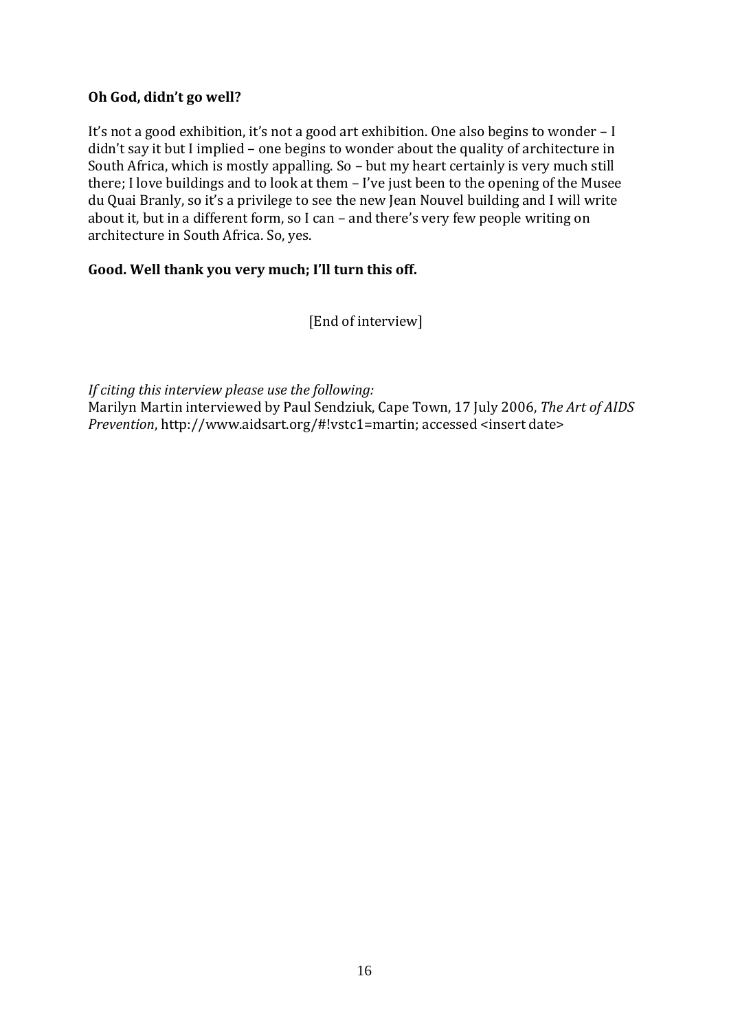**Oh God, didn't go well?**

It's not a good exhibition, it's not a good art exhibition. One also begins to wonder – I didn't say it but I implied – one begins to wonder about the quality of architecture in South Africa, which is mostly appalling. So – but my heart certainly is very much still there; I love buildings and to look at them – I've just been to the opening of the Musee du Quai Branly, so it's a privilege to see the new Jean Nouvel building and I will write about it, but in a different form, so I can – and there's very few people writing on architecture in South Africa. So, yes.

**Good. Well thank you very much; I'll turn this off.**

[End of interview]

*If citing this interview please use the following:*
Marilyn Martin interviewed by Paul Sendziuk, Cape Town, 17 July 2006, *The Art of AIDS Prevention*, http://www.aidsart.org/#!vstc1=martin; accessed <insert date>